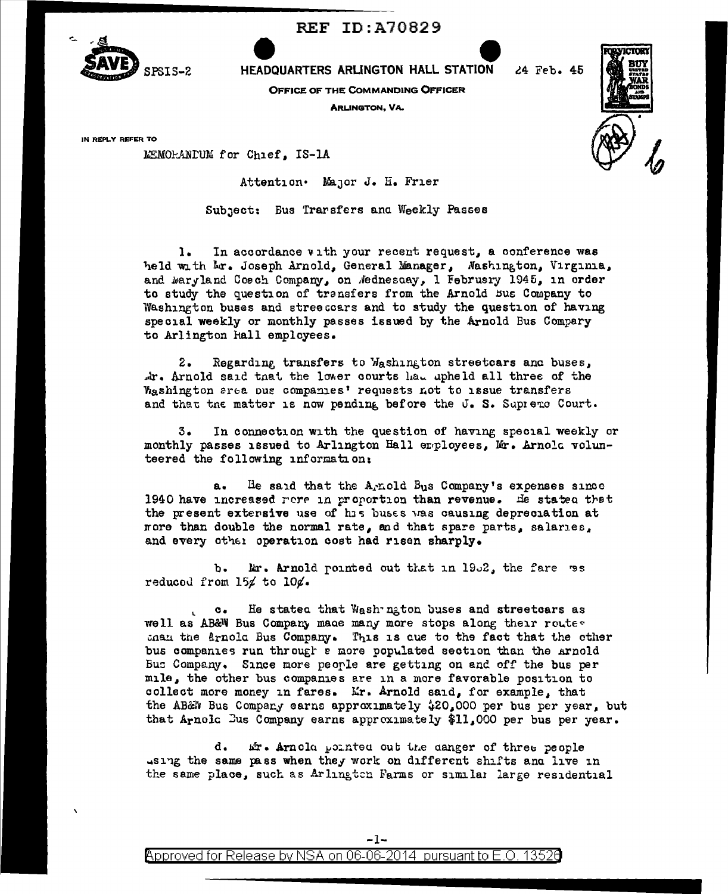REF ID:A70829

SPSIS-2

**HEADQUARTERS ARLINGTON HALL STATION**

24 Feb. 45

**OFFICE OF THE COMMANDING OFFICER**

**ARLINGTON, VA.**

IN REPLY REFER TO

MEMORANDUM for Chief, IS-1A

Attention: Major J. H. Frier

Subject: Bus Transfers and Weekly Passes

1. In accordance with your recent request, a conference was held with Mr. Joseph Arnold, General Manager, Washington, Virginia, and Maryland Coach Company, on Wednesday, 1 February 1945, in order to study the question of transfers from the Arnold Bus Company to Washington buses and streetcars and to study the question of having special weekly or monthly passes issued by the Arnold Bus Company to Arlington Hall employees.

2. Regarding transfers to Washington streetcars and buses, Mr. Arnold said that the lower courts had upheld all three of the Washington area bus companies' requests not to issue transfers and that the matter is now pending before the U. S. Supreme Court.

3. In connection with the question of having special weekly or monthly passes issued to Arlington Hall employees, Mr. Arnold volunteered the following information:

a. He said that the Arnold Bus Company's expenses since 1940 have increased more in proportion than revenue. He stated that the present extensive use of his buses was causing depreciation at more than double the normal rate, and that spare parts, salaries, and every other operation cost had risen sharply.

b. Mr. Arnold pointed out that in 1932, the fare was reduced from 15¢ to 10¢.

c. He stated that Washington buses and streetcars as well as AB&W Bus Company made many more stops along their routes than the Arnold Bus Company. This is due to the fact that the other bus companies run through a more populated section than the Arnold Bus Company. Since more people are getting on and off the bus per mile, the other bus companies are in a more favorable position to collect more money in fares. Mr. Arnold said, for example, that the AB&W Bus Company earns approximately $20,000 per bus per year, but that Arnold Bus Company earns approximately $11,000 per bus per year.

d. Mr. Arnold pointed out the danger of three people using the same pass when they work on different shifts and live in the same place, such as Arlington Farms or similar large residential

Approved for Release by NSA on 06-06-2014 pursuant to E.O. 13526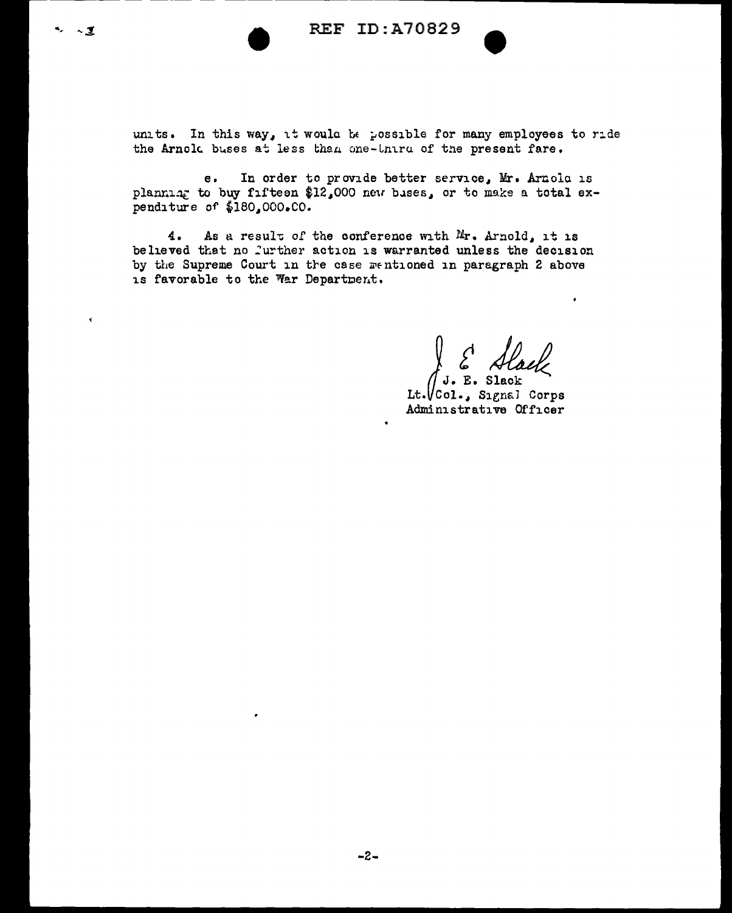units. In this way, it would be possible for many employees to ride the Arnold buses at less than one-third of the present fare.

e. In order to provide better service, Mr. Arnold is planning to buy fifteen $12,000 new buses, or to make a total expenditure of $180,000.00.

4. As a result of the conference with Mr. Arnold, it is believed that no further action is warranted unless the decision by the Supreme Court in the case mentioned in paragraph 2 above is favorable to the War Department.

J. E. Slack
J. E. Slack
Lt. Col., Signal Corps
Administrative Officer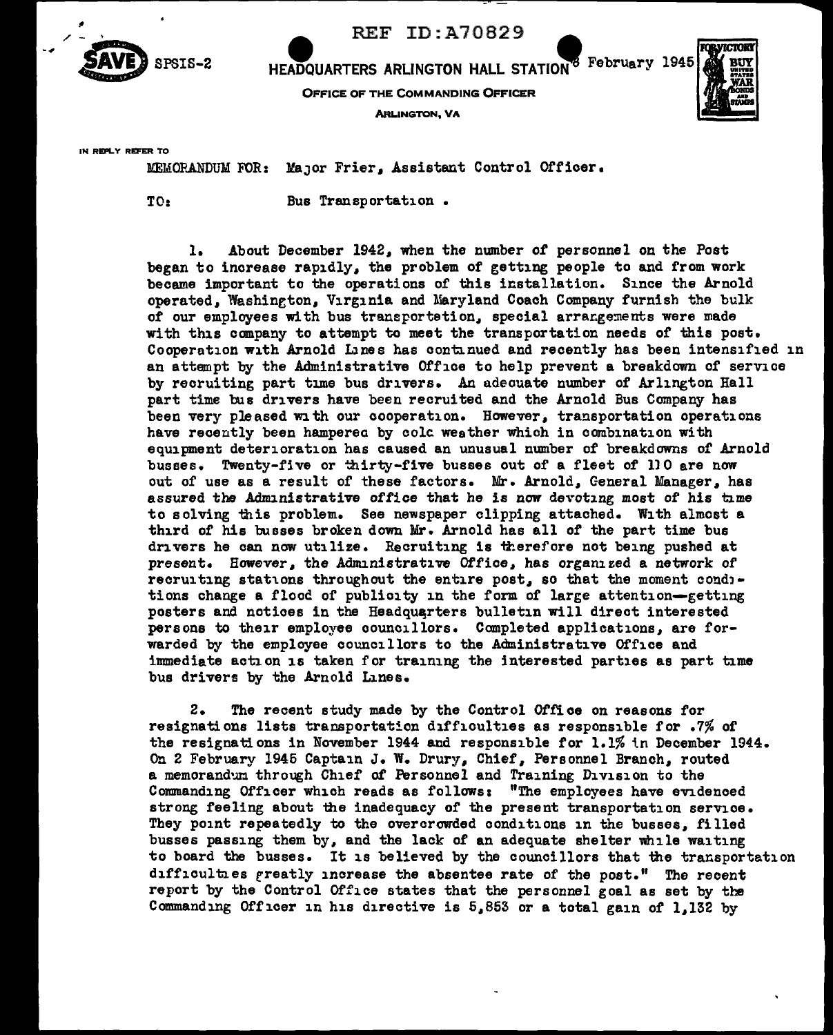REF ID:A70829

SPSIS-2

HEADQUARTERS ARLINGTON HALL STATION 8 February 1945

OFFICE OF THE COMMANDING OFFICER

ARLINGTON, VA

IN REPLY REFER TO

MEMORANDUM FOR: Major Frier, Assistant Control Officer.

TO: Bus Transportation .

1. About December 1942, when the number of personnel on the Post began to increase rapidly, the problem of getting people to and from work became important to the operations of this installation. Since the Arnold operated, Washington, Virginia and Maryland Coach Company furnish the bulk of our employees with bus transportation, special arrangements were made with this company to attempt to meet the transportation needs of this post. Cooperation with Arnold Lines has continued and recently has been intensified in an attempt by the Administrative Office to help prevent a breakdown of service by recruiting part time bus drivers. An adequate number of Arlington Hall part time bus drivers have been recruited and the Arnold Bus Company has been very pleased with our cooperation. However, transportation operations have recently been hampered by cold weather which in combination with equipment deterioration has caused an unusual number of breakdowns of Arnold busses. Twenty-five or thirty-five busses out of a fleet of 110 are now out of use as a result of these factors. Mr. Arnold, General Manager, has assured the Administrative office that he is now devoting most of his time to solving this problem. See newspaper clipping attached. With almost a third of his busses broken down Mr. Arnold has all of the part time bus drivers he can now utilize. Recruiting is therefore not being pushed at present. However, the Administrative Office, has organized a network of recruiting stations throughout the entire post, so that the moment conditions change a flood of publicity in the form of large attention—getting posters and notices in the Headquarters bulletin will direct interested persons to their employee councillors. Completed applications, are forwarded by the employee councillors to the Administrative Office and immediate action is taken for training the interested parties as part time bus drivers by the Arnold Lines.

2. The recent study made by the Control Office on reasons for resignations lists transportation difficulties as responsible for .7% of the resignations in November 1944 and responsible for 1.1% in December 1944. On 2 February 1945 Captain J. W. Drury, Chief, Personnel Branch, routed a memorandum through Chief of Personnel and Training Division to the Commanding Officer which reads as follows: "The employees have evidenced strong feeling about the inadequacy of the present transportation service. They point repeatedly to the overcrowded conditions in the busses, filled busses passing them by, and the lack of an adequate shelter while waiting to board the busses. It is believed by the councillors that the transportation difficulties greatly increase the absentee rate of the post." The recent report by the Control Office states that the personnel goal as set by the Commanding Officer in his directive is 5,853 or a total gain of 1,132 by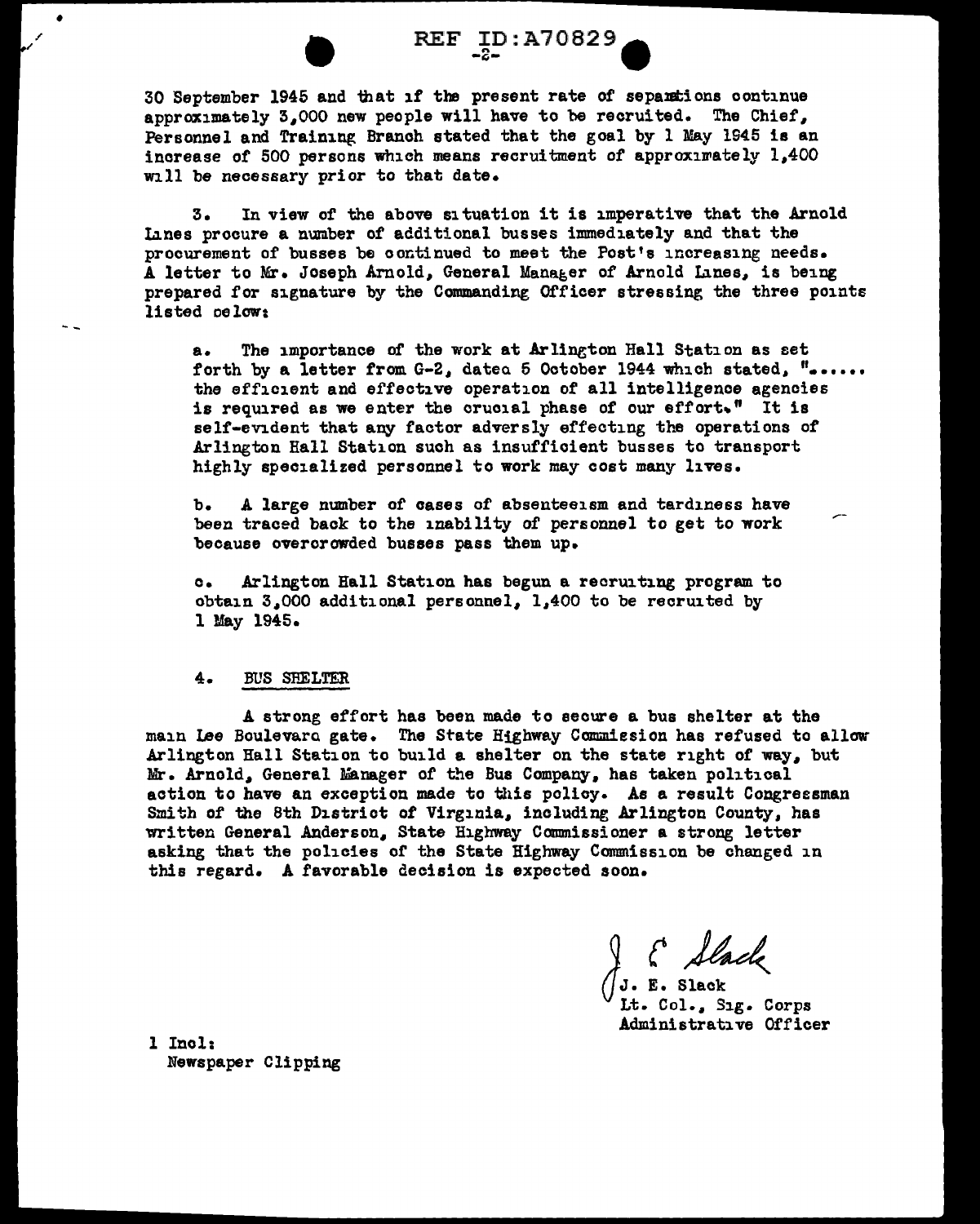30 September 1945 and that if the present rate of separations continue approximately 3,000 new people will have to be recruited. The Chief, Personnel and Training Branch stated that the goal by 1 May 1945 is an increase of 500 persons which means recruitment of approximately 1,400 will be necessary prior to that date.

3. In view of the above situation it is imperative that the Arnold Lines procure a number of additional busses immediately and that the procurement of busses be continued to meet the Post's increasing needs. A letter to Mr. Joseph Arnold, General Manager of Arnold Lines, is being prepared for signature by the Commanding Officer stressing the three points listed below:

a. The importance of the work at Arlington Hall Station as set forth by a letter from G-2, dated 5 October 1944 which stated, "...... the efficient and effective operation of all intelligence agencies is required as we enter the crucial phase of our effort." It is self-evident that any factor adversly effecting the operations of Arlington Hall Station such as insufficient busses to transport highly specialized personnel to work may cost many lives.

b. A large number of cases of absenteeism and tardiness have been traced back to the inability of personnel to get to work because overcrowded busses pass them up.

c. Arlington Hall Station has begun a recruiting program to obtain 3,000 additional personnel, 1,400 to be recruited by 1 May 1945.

4. BUS SHELTER

A strong effort has been made to secure a bus shelter at the main Lee Boulevard gate. The State Highway Commission has refused to allow Arlington Hall Station to build a shelter on the state right of way, but Mr. Arnold, General Manager of the Bus Company, has taken political action to have an exception made to this policy. As a result Congressman Smith of the 8th District of Virginia, including Arlington County, has written General Anderson, State Highway Commissioner a strong letter asking that the policies of the State Highway Commission be changed in this regard. A favorable decision is expected soon.

J. E. Slack
Lt. Col., Sig. Corps
Administrative Officer

1 Incl:
Newspaper Clipping